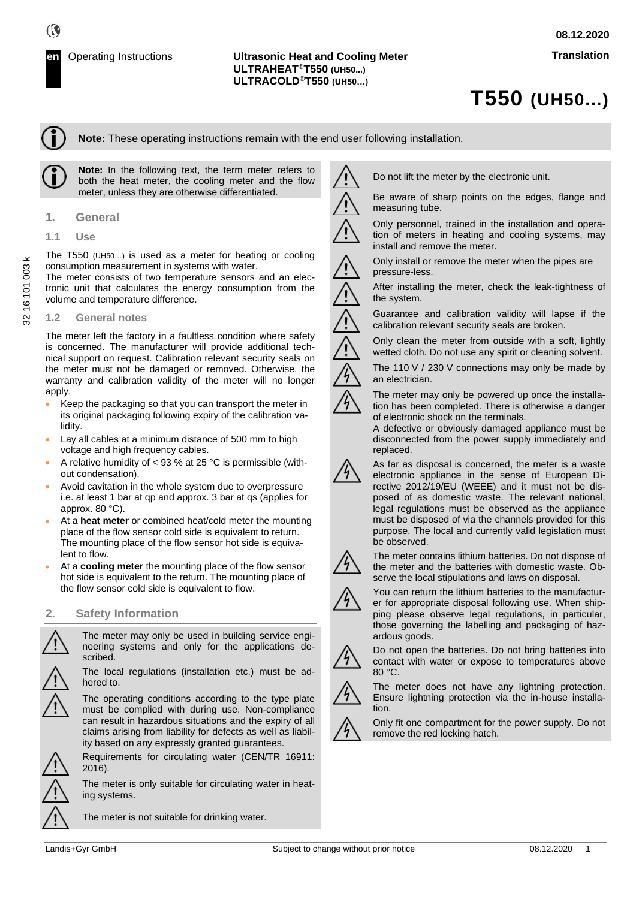en Operating Instructions

**Ultrasonic Heat and Cooling Meter**
**ULTRAHEAT®T550 (UH50...)**
**ULTRACOLD®T550 (UH50…)**

08.12.2020

Translation

# T550 (UH50…)

**Note:** These operating instructions remain with the end user following installation.

**Note:** In the following text, the term meter refers to both the heat meter, the cooling meter and the flow meter, unless they are otherwise differentiated.

## 1. General

### 1.1 Use

The T550 (UH50…) is used as a meter for heating or cooling consumption measurement in systems with water.
The meter consists of two temperature sensors and an electronic unit that calculates the energy consumption from the volume and temperature difference.

### 1.2 General notes

The meter left the factory in a faultless condition where safety is concerned. The manufacturer will provide additional technical support on request. Calibration relevant security seals on the meter must not be damaged or removed. Otherwise, the warranty and calibration validity of the meter will no longer apply.

- Keep the packaging so that you can transport the meter in its original packaging following expiry of the calibration validity.
- Lay all cables at a minimum distance of 500 mm to high voltage and high frequency cables.
- A relative humidity of < 93 % at 25 °C is permissible (without condensation).
- Avoid cavitation in the whole system due to overpressure i.e. at least 1 bar at qp and approx. 3 bar at qs (applies for approx. 80 °C).
- At a **heat meter** or combined heat/cold meter the mounting place of the flow sensor cold side is equivalent to return. The mounting place of the flow sensor hot side is equivalent to flow.
- At a **cooling meter** the mounting place of the flow sensor hot side is equivalent to the return. The mounting place of the flow sensor cold side is equivalent to flow.

## 2. Safety Information

⚠ The meter may only be used in building service engineering systems and only for the applications described.

⚠ The local regulations (installation etc.) must be adhered to.

⚠ The operating conditions according to the type plate must be complied with during use. Non-compliance can result in hazardous situations and the expiry of all claims arising from liability for defects as well as liability based on any expressly granted guarantees.

⚠ Requirements for circulating water (CEN/TR 16911: 2016).

⚠ The meter is only suitable for circulating water in heating systems.

⚠ The meter is not suitable for drinking water.

⚠ Do not lift the meter by the electronic unit.

⚠ Be aware of sharp points on the edges, flange and measuring tube.

⚠ Only personnel, trained in the installation and operation of meters in heating and cooling systems, may install and remove the meter.

⚠ Only install or remove the meter when the pipes are pressure-less.

⚠ After installing the meter, check the leak-tightness of the system.

⚠ Guarantee and calibration validity will lapse if the calibration relevant security seals are broken.

⚠ Only clean the meter from outside with a soft, lightly wetted cloth. Do not use any spirit or cleaning solvent.

⚠ The 110 V / 230 V connections may only be made by an electrician.

⚠ The meter may only be powered up once the installation has been completed. There is otherwise a danger of electronic shock on the terminals.
A defective or obviously damaged appliance must be disconnected from the power supply immediately and replaced.

⚠ As far as disposal is concerned, the meter is a waste electronic appliance in the sense of European Directive 2012/19/EU (WEEE) and it must not be disposed of as domestic waste. The relevant national, legal regulations must be observed as the appliance must be disposed of via the channels provided for this purpose. The local and currently valid legislation must be observed.

⚠ The meter contains lithium batteries. Do not dispose of the meter and the batteries with domestic waste. Observe the local stipulations and laws on disposal.

⚠ You can return the lithium batteries to the manufacturer for appropriate disposal following use. When shipping please observe legal regulations, in particular, those governing the labelling and packaging of hazardous goods.

⚠ Do not open the batteries. Do not bring batteries into contact with water or expose to temperatures above 80 °C.

⚠ The meter does not have any lightning protection. Ensure lightning protection via the in-house installation.

⚠ Only fit one compartment for the power supply. Do not remove the red locking hatch.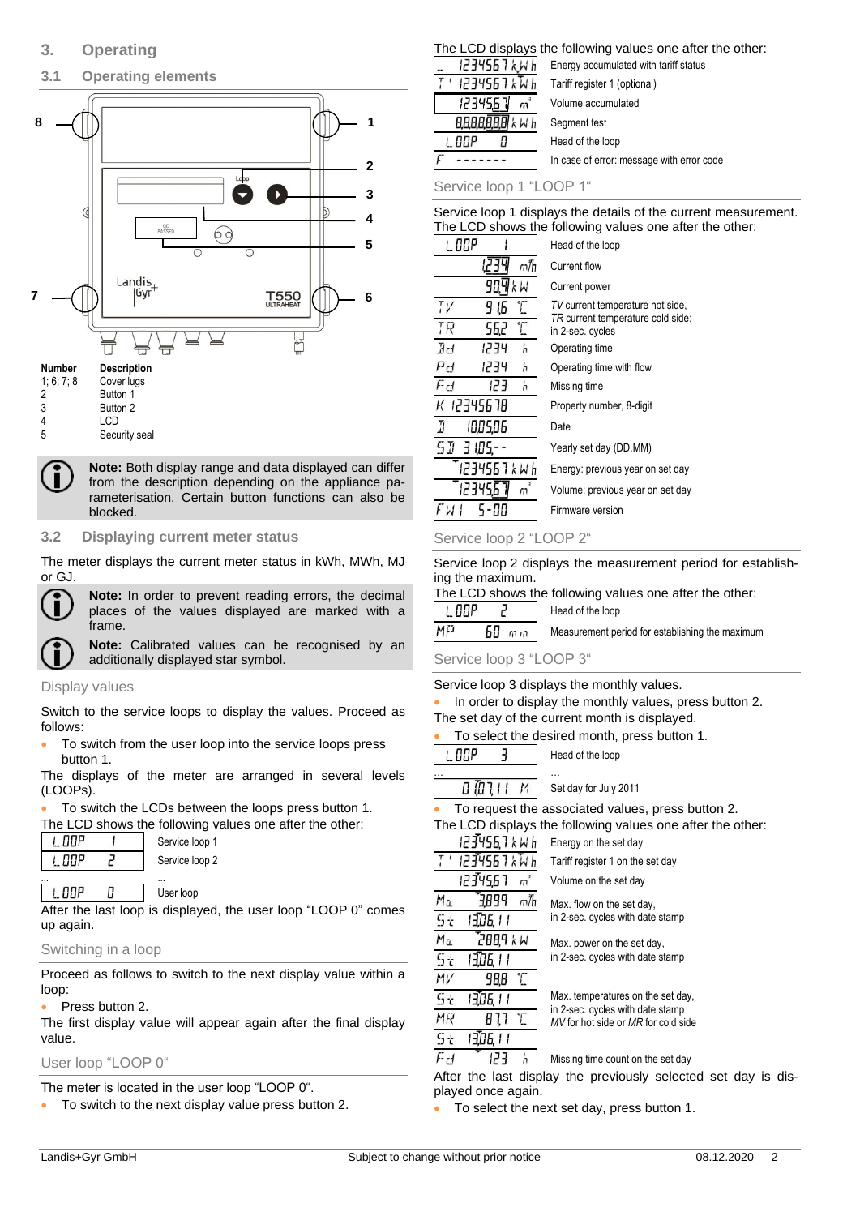## 3. Operating

### 3.1 Operating elements

| Number | Description |
|---|---|
| 1; 6; 7; 8 | Cover lugs |
| 2 | Button 1 |
| 3 | Button 2 |
| 4 | LCD |
| 5 | Security seal |

**Note:** Both display range and data displayed can differ from the description depending on the appliance parameterisation. Certain button functions can also be blocked.

### 3.2 Displaying current meter status

The meter displays the current meter status in kWh, MWh, MJ or GJ.

**Note:** In order to prevent reading errors, the decimal places of the values displayed are marked with a frame.

**Note:** Calibrated values can be recognised by an additionally displayed star symbol.

#### Display values

Switch to the service loops to display the values. Proceed as follows:

- To switch from the user loop into the service loops press button 1.

The displays of the meter are arranged in several levels (LOOPs).

- To switch the LCDs between the loops press button 1.

The LCD shows the following values one after the other:

| LCD | |
|---|---|
| LOOP 1 | Service loop 1 |
| LOOP 2 | Service loop 2 |
| ... | ... |
| LOOP 0 | User loop |

After the last loop is displayed, the user loop "LOOP 0" comes up again.

#### Switching in a loop

Proceed as follows to switch to the next display value within a loop:

- Press button 2.

The first display value will appear again after the final display value.

#### User loop "LOOP 0"

The meter is located in the user loop "LOOP 0".

- To switch to the next display value press button 2.

The LCD displays the following values one after the other:

| LCD | |
|---|---|
| 1234567 kWh | Energy accumulated with tariff status |
| T' 1234567 kWh | Tariff register 1 (optional) |
| 12345.67 m³ | Volume accumulated |
| 8.8.8.8.8.8.8.8 kWh | Segment test |
| LOOP 0 | Head of the loop |
| F - - - - - - - | In case of error: message with error code |

#### Service loop 1 "LOOP 1"

Service loop 1 displays the details of the current measurement. The LCD shows the following values one after the other:

| LCD | |
|---|---|
| LOOP 1 | Head of the loop |
| 1.234 m³/h | Current flow |
| 90.4 kW | Current power |
| TV 91.6 °C / TR 56.2 °C | *TV* current temperature hot side, *TR* current temperature cold side; in 2-sec. cycles |
| Bd 1234 h | Operating time |
| Pd 1234 h | Operating time with flow |
| Fd 123 h | Missing time |
| K 12345678 | Property number, 8-digit |
| D 10.05.06 | Date |
| SD 31.05.-- | Yearly set day (DD.MM) |
| 1234567 kWh | Energy: previous year on set day |
| 12345.67 m³ | Volume: previous year on set day |
| FW1 5-00 | Firmware version |

#### Service loop 2 "LOOP 2"

Service loop 2 displays the measurement period for establishing the maximum.

The LCD shows the following values one after the other:

| LCD | |
|---|---|
| LOOP 2 | Head of the loop |
| MP 60 min | Measurement period for establishing the maximum |

#### Service loop 3 "LOOP 3"

Service loop 3 displays the monthly values.

- In order to display the monthly values, press button 2.

The set day of the current month is displayed.

- To select the desired month, press button 1.

| LCD | |
|---|---|
| LOOP 3 | Head of the loop |
| ... | ... |
| 0 1.07.11 M | Set day for July 2011 |

- To request the associated values, press button 2.

The LCD displays the following values one after the other:

| LCD | |
|---|---|
| 1234567 kWh | Energy on the set day |
| T' 1234567 kWh | Tariff register 1 on the set day |
| 12345.67 m³ | Volume on the set day |
| Ma 3.899 m³/h / St 13.06.11 | Max. flow on the set day, in 2-sec. cycles with date stamp |
| Ma 288.9 kW / St 13.06.11 | Max. power on the set day, in 2-sec. cycles with date stamp |
| MV 98.8 °C / St 13.06.11 / MR 87.7 °C / St 13.06.11 | Max. temperatures on the set day, in 2-sec. cycles with date stamp *MV* for hot side or *MR* for cold side |
| Fd 123 h | Missing time count on the set day |

After the last display the previously selected set day is displayed once again.

- To select the next set day, press button 1.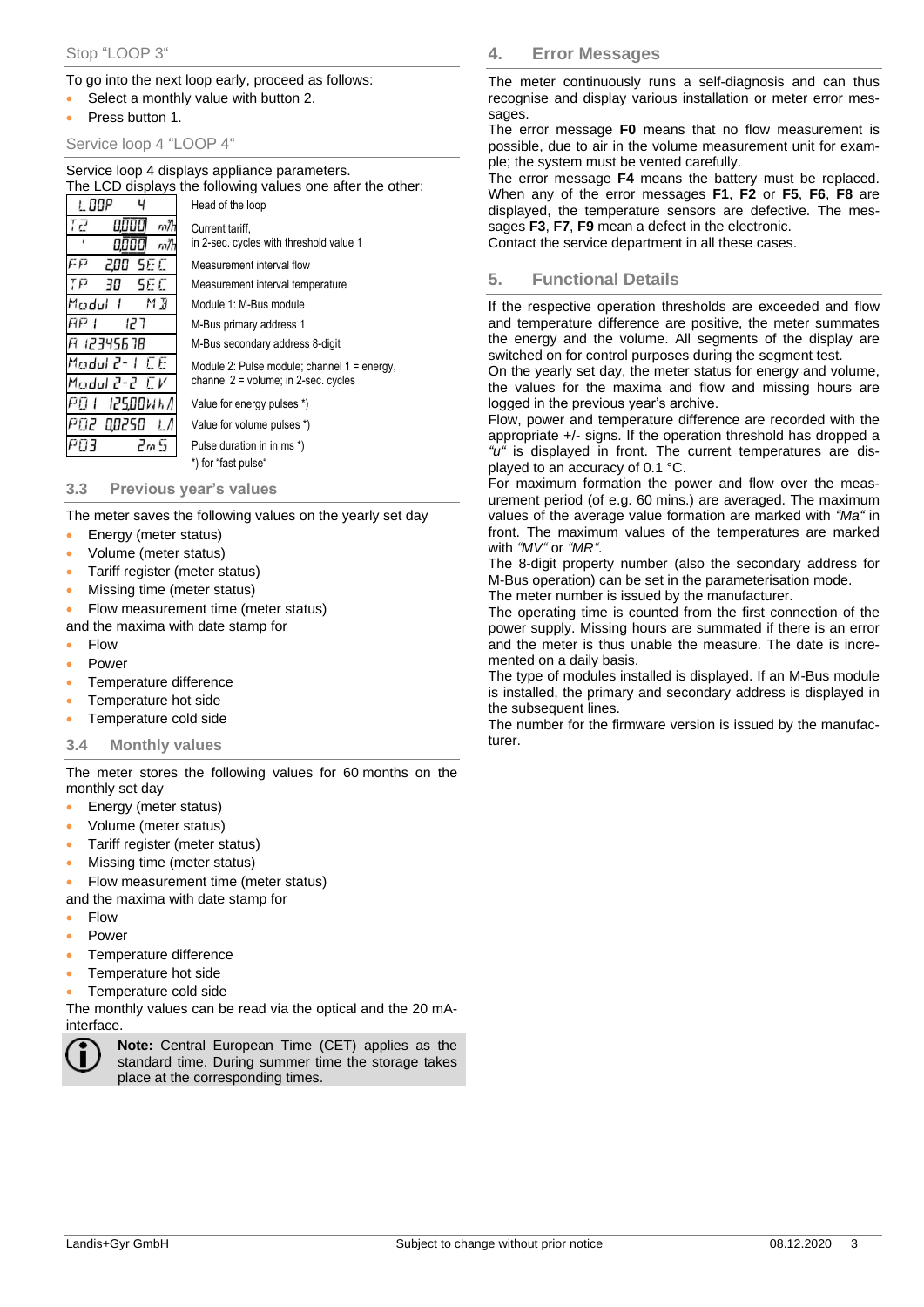Stop “LOOP 3“

To go into the next loop early, proceed as follows:

- Select a monthly value with button 2.
- Press button 1.

### Service loop 4 “LOOP 4“

Service loop 4 displays appliance parameters.
The LCD displays the following values one after the other:

| Display | Description |
|---|---|
| LOOP 4 | Head of the loop |
| T2 0.000 m³/h<br>' 0.000 m³/h | Current tariff,<br>in 2-sec. cycles with threshold value 1 |
| FP 2.00 SEC | Measurement interval flow |
| TP 30 SEC | Measurement interval temperature |
| Modul 1 M B | Module 1: M-Bus module |
| AP 1 127 | M-Bus primary address 1 |
| A 12345678 | M-Bus secondary address 8-digit |
| Modul 2-1 CE<br>Modul 2-2 CV | Module 2: Pulse module; channel 1 = energy,<br>channel 2 = volume; in 2-sec. cycles |
| P01 125.00Wh/I | Value for energy pulses *) |
| P02 0.0250 L/I | Value for volume pulses *) |
| P03 2mS | Pulse duration in in ms *) |
| | *) for “fast pulse“ |

### 3.3 Previous year’s values

The meter saves the following values on the yearly set day

- Energy (meter status)
- Volume (meter status)
- Tariff register (meter status)
- Missing time (meter status)
- Flow measurement time (meter status)

and the maxima with date stamp for

- Flow
- Power
- Temperature difference
- Temperature hot side
- Temperature cold side

### 3.4 Monthly values

The meter stores the following values for 60 months on the monthly set day

- Energy (meter status)
- Volume (meter status)
- Tariff register (meter status)
- Missing time (meter status)
- Flow measurement time (meter status)

and the maxima with date stamp for

- Flow
- Power
- Temperature difference
- Temperature hot side
- Temperature cold side

The monthly values can be read via the optical and the 20 mA-interface.

**Note:** Central European Time (CET) applies as the standard time. During summer time the storage takes place at the corresponding times.

## 4. Error Messages

The meter continuously runs a self-diagnosis and can thus recognise and display various installation or meter error messages.

The error message **F0** means that no flow measurement is possible, due to air in the volume measurement unit for example; the system must be vented carefully.

The error message **F4** means the battery must be replaced. When any of the error messages **F1**, **F2** or **F5**, **F6**, **F8** are displayed, the temperature sensors are defective. The messages **F3**, **F7**, **F9** mean a defect in the electronic.

Contact the service department in all these cases.

## 5. Functional Details

If the respective operation thresholds are exceeded and flow and temperature difference are positive, the meter summates the energy and the volume. All segments of the display are switched on for control purposes during the segment test.

On the yearly set day, the meter status for energy and volume, the values for the maxima and flow and missing hours are logged in the previous year’s archive.

Flow, power and temperature difference are recorded with the appropriate +/- signs. If the operation threshold has dropped a *“u“* is displayed in front. The current temperatures are displayed to an accuracy of 0.1 °C.

For maximum formation the power and flow over the measurement period (of e.g. 60 mins.) are averaged. The maximum values of the average value formation are marked with *“Ma“* in front. The maximum values of the temperatures are marked with *“MV“* or *“MR“*.

The 8-digit property number (also the secondary address for M-Bus operation) can be set in the parameterisation mode.

The meter number is issued by the manufacturer.

The operating time is counted from the first connection of the power supply. Missing hours are summated if there is an error and the meter is thus unable the measure. The date is incremented on a daily basis.

The type of modules installed is displayed. If an M-Bus module is installed, the primary and secondary address is displayed in the subsequent lines.

The number for the firmware version is issued by the manufacturer.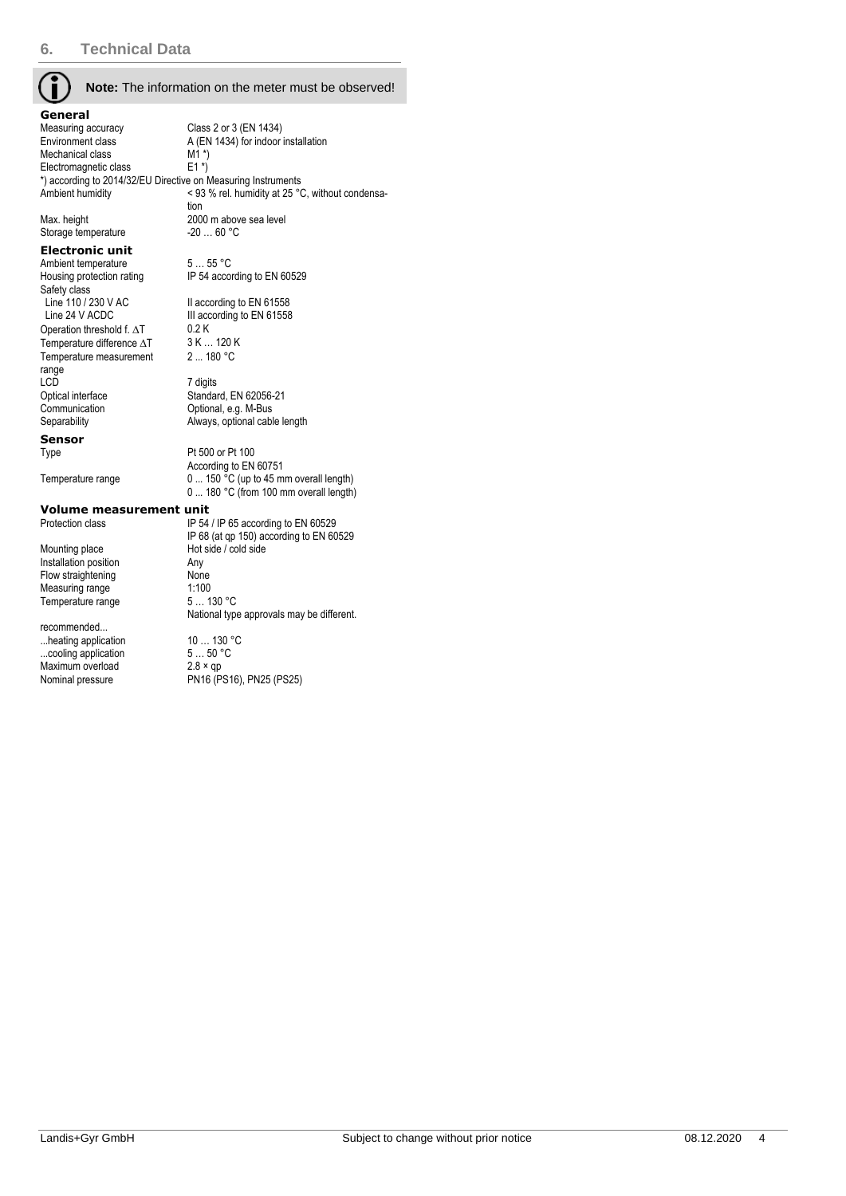## 6. Technical Data

**Note:** The information on the meter must be observed!

### General

| | |
|---|---|
| Measuring accuracy | Class 2 or 3 (EN 1434) |
| Environment class | A (EN 1434) for indoor installation |
| Mechanical class | M1 *) |
| Electromagnetic class | E1 *) |

*) according to 2014/32/EU Directive on Measuring Instruments

| | |
|---|---|
| Ambient humidity | < 93 % rel. humidity at 25 °C, without condensation |
| Max. height | 2000 m above sea level |
| Storage temperature | -20 … 60 °C |

### Electronic unit

| | |
|---|---|
| Ambient temperature | 5 … 55 °C |
| Housing protection rating | IP 54 according to EN 60529 |
| Safety class | |
| Line 110 / 230 V AC | II according to EN 61558 |
| Line 24 V ACDC | III according to EN 61558 |
| Operation threshold f. ΔT | 0.2 K |
| Temperature difference ΔT | 3 K … 120 K |
| Temperature measurement range | 2 ... 180 °C |
| LCD | 7 digits |
| Optical interface | Standard, EN 62056-21 |
| Communication | Optional, e.g. M-Bus |
| Separability | Always, optional cable length |

### Sensor

| | |
|---|---|
| Type | Pt 500 or Pt 100<br>According to EN 60751 |
| Temperature range | 0 ... 150 °C (up to 45 mm overall length)<br>0 ... 180 °C (from 100 mm overall length) |

### Volume measurement unit

| | |
|---|---|
| Protection class | IP 54 / IP 65 according to EN 60529<br>IP 68 (at qp 150) according to EN 60529 |
| Mounting place | Hot side / cold side |
| Installation position | Any |
| Flow straightening | None |
| Measuring range | 1:100 |
| Temperature range | 5 … 130 °C<br>National type approvals may be different. |
| recommended... | |
| ...heating application | 10 … 130 °C |
| ...cooling application | 5 … 50 °C |
| Maximum overload | 2.8 × qp |
| Nominal pressure | PN16 (PS16), PN25 (PS25) |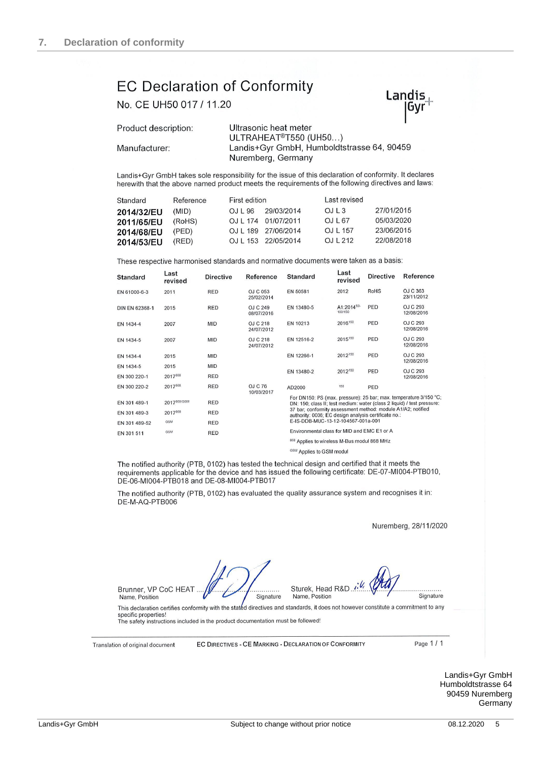## 7. Declaration of conformity

# EC Declaration of Conformity

No. CE UH50 017 / 11.20

Landis+Gyr

| | |
|---|---|
| Product description: | Ultrasonic heat meter ULTRAHEAT®T550 (UH50…) |
| Manufacturer: | Landis+Gyr GmbH, Humboldtstrasse 64, 90459 Nuremberg, Germany |

Landis+Gyr GmbH takes sole responsibility for the issue of this declaration of conformity. It declares herewith that the above named product meets the requirements of the following directives and laws:

| Standard | Reference | First edition | | Last revised | |
|---|---|---|---|---|---|
| **2014/32/EU** | (MID) | OJ L 96 | 29/03/2014 | OJ L 3 | 27/01/2015 |
| **2011/65/EU** | (RoHS) | OJ L 174 | 01/07/2011 | OJ L 67 | 05/03/2020 |
| **2014/68/EU** | (PED) | OJ L 189 | 27/06/2014 | OJ L 157 | 23/06/2015 |
| **2014/53/EU** | (RED) | OJ L 153 | 22/05/2014 | OJ L 212 | 22/08/2018 |

These respective harmonised standards and normative documents were taken as a basis:

| Standard | Last revised | Directive | Reference | Standard | Last revised | Directive | Reference |
|---|---|---|---|---|---|---|---|
| EN 61000-6-3 | 2011 | RED | OJ C 053 25/02/2014 | EN 50581 | 2012 | RoHS | OJ C 363 23/11/2012 |
| DIN EN 62368-1 | 2015 | RED | OJ C 249 08/07/2016 | EN 13480-5 | A1:2014[50-100/150] | PED | OJ C 293 12/08/2016 |
| EN 1434-4 | 2007 | MID | OJ C 218 24/07/2012 | EN 10213 | 2016[150] | PED | OJ C 293 12/08/2016 |
| EN 1434-5 | 2007 | MID | OJ C 218 24/07/2012 | EN 12516-2 | 2015[150] | PED | OJ C 293 12/08/2016 |
| EN 1434-4 | 2015 | MID | | EN 12266-1 | 2012[150] | PED | OJ C 293 12/08/2016 |
| EN 1434-5 | 2015 | MID | | EN 13480-2 | 2012[150] | PED | OJ C 293 12/08/2016 |
| EN 300 220-1 | 2017[868] | RED | | | | | |
| EN 300 220-2 | 2017[868] | RED | OJ C 76 10/03/2017 | AD2000 | [150] | PED | |
| EN 301 489-1 | 2017[868/GSM] | RED | | | | | |
| EN 301 489-3 | 2017[868] | RED | | | | | |
| EN 301 489-52 | [GSM] | RED | | | | | |
| EN 301 511 | [GSM] | RED | | | | | |

For DN150: PS (max. pressure): 25 bar; max. temperature 3/150 °C; DN: 150; class II; test medium: water (class 2 liquid) / test pressure: 37 bar; conformity assessment method: module A1/A2; notified authority: 0036; EC design analysis certificate no.: E-IS-DDB-MUC-13-12-104567-001a-001

Environmental class for MID and EMC E1 or A

[868] Applies to wireless M-Bus modul 868 MHz

[GSM] Applies to GSM modul

The notified authority (PTB, 0102) has tested the technical design and certified that it meets the requirements applicable for the device and has issued the following certificate: DE-07-MI004-PTB010, DE-06-MI004-PTB018 and DE-08-MI004-PTB017

The notified authority (PTB, 0102) has evaluated the quality assurance system and recognises it in: DE-M-AQ-PTB006

Nuremberg, 28/11/2020

| | | | |
|---|---|---|---|
| Brunner, VP CoC HEAT | | Sturek, Head R&D | |
| Name, Position | Signature | Name, Position | Signature |

This declaration certifies conformity with the stated directives and standards, it does not however constitute a commitment to any specific properties!
The safety instructions included in the product documentation must be followed!

Translation of original document — EC Directives - CE Marking - Declaration of Conformity — Page 1 / 1

Landis+Gyr GmbH
Humboldtstrasse 64
90459 Nuremberg
Germany